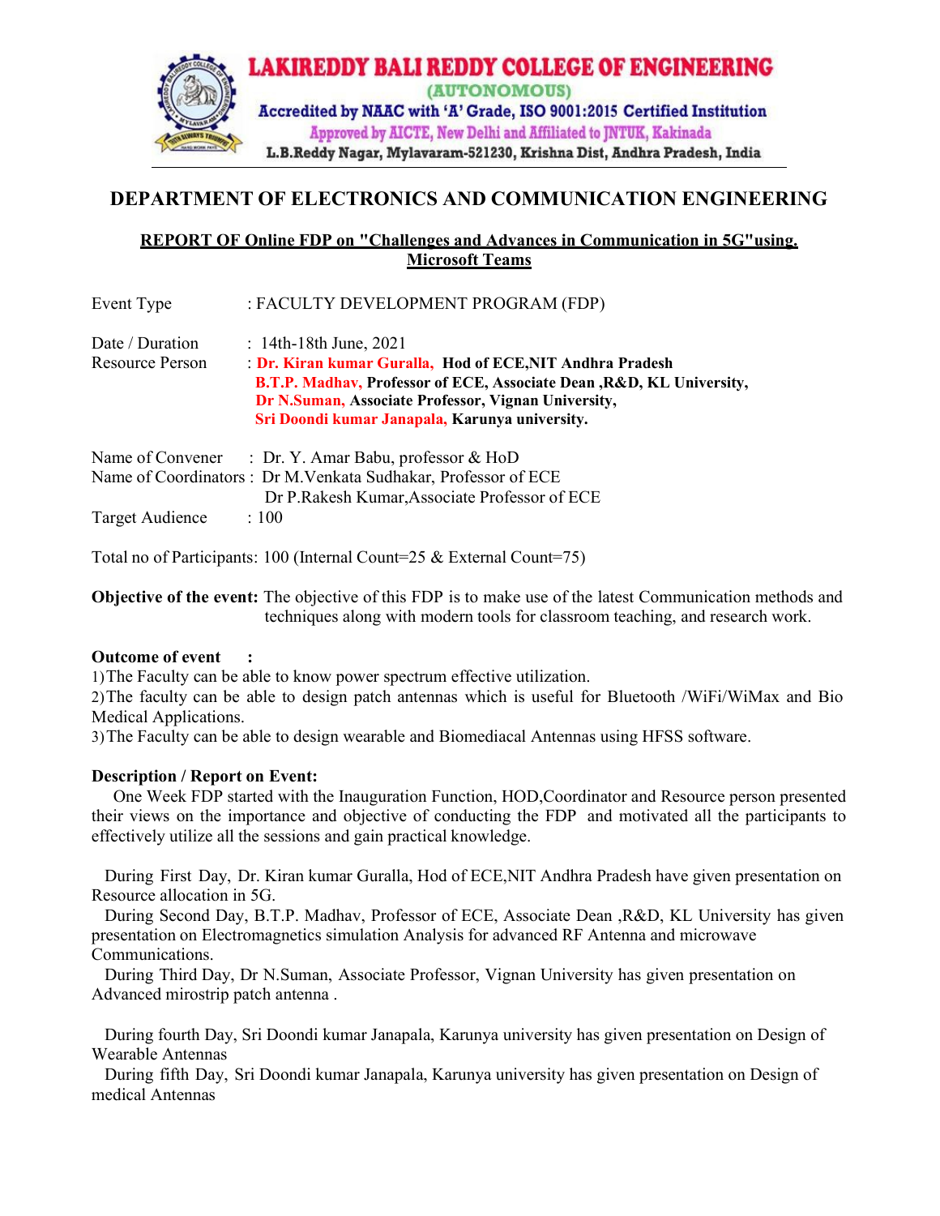# LAKIREDDY BALI REDDY COLLEGE OF ENGINEERING

(AUTONOMOUS)

Accredited by NAAC with 'A' Grade, ISO 9001:2015 Certified Institution

Approved by AICTE, New Delhi and Affiliated to JNTUK, Kakinada

L.B.Reddy Nagar, Mylavaram-521230, Krishna Dist, Andhra Pradesh, India

## DEPARTMENT OF ELECTRONICS AND COMMUNICATION ENGINEERING

### REPORT OF Online FDP on "Challenges and Advances in Communication in 5G"using. Microsoft Teams

Event Type : FACULTY DEVELOPMENT PROGRAM (FDP)

Date / Duration : 14th-18th June, 2021

Resource Person : **Dr. Kiran kumar Guralla, Hod of ECE,NIT Andhra Pradesh**
**B.T.P. Madhav, Professor of ECE, Associate Dean ,R&D, KL University,**
**Dr N.Suman, Associate Professor, Vignan University,**
**Sri Doondi kumar Janapala, Karunya university.**

Name of Convener : Dr. Y. Amar Babu, professor & HoD

Name of Coordinators : Dr M.Venkata Sudhakar, Professor of ECE
Dr P.Rakesh Kumar,Associate Professor of ECE

Target Audience : 100

Total no of Participants: 100 (Internal Count=25 & External Count=75)

**Objective of the event:** The objective of this FDP is to make use of the latest Communication methods and techniques along with modern tools for classroom teaching, and research work.

**Outcome of event :**

1) The Faculty can be able to know power spectrum effective utilization.
2) The faculty can be able to design patch antennas which is useful for Bluetooth /WiFi/WiMax and Bio Medical Applications.
3) The Faculty can be able to design wearable and Biomediacal Antennas using HFSS software.

**Description / Report on Event:**

One Week FDP started with the Inauguration Function, HOD,Coordinator and Resource person presented their views on the importance and objective of conducting the FDP and motivated all the participants to effectively utilize all the sessions and gain practical knowledge.

During First Day, Dr. Kiran kumar Guralla, Hod of ECE,NIT Andhra Pradesh have given presentation on Resource allocation in 5G.

During Second Day, B.T.P. Madhav, Professor of ECE, Associate Dean ,R&D, KL University has given presentation on Electromagnetics simulation Analysis for advanced RF Antenna and microwave Communications.

During Third Day, Dr N.Suman, Associate Professor, Vignan University has given presentation on Advanced mirostrip patch antenna .

During fourth Day, Sri Doondi kumar Janapala, Karunya university has given presentation on Design of Wearable Antennas

During fifth Day, Sri Doondi kumar Janapala, Karunya university has given presentation on Design of medical Antennas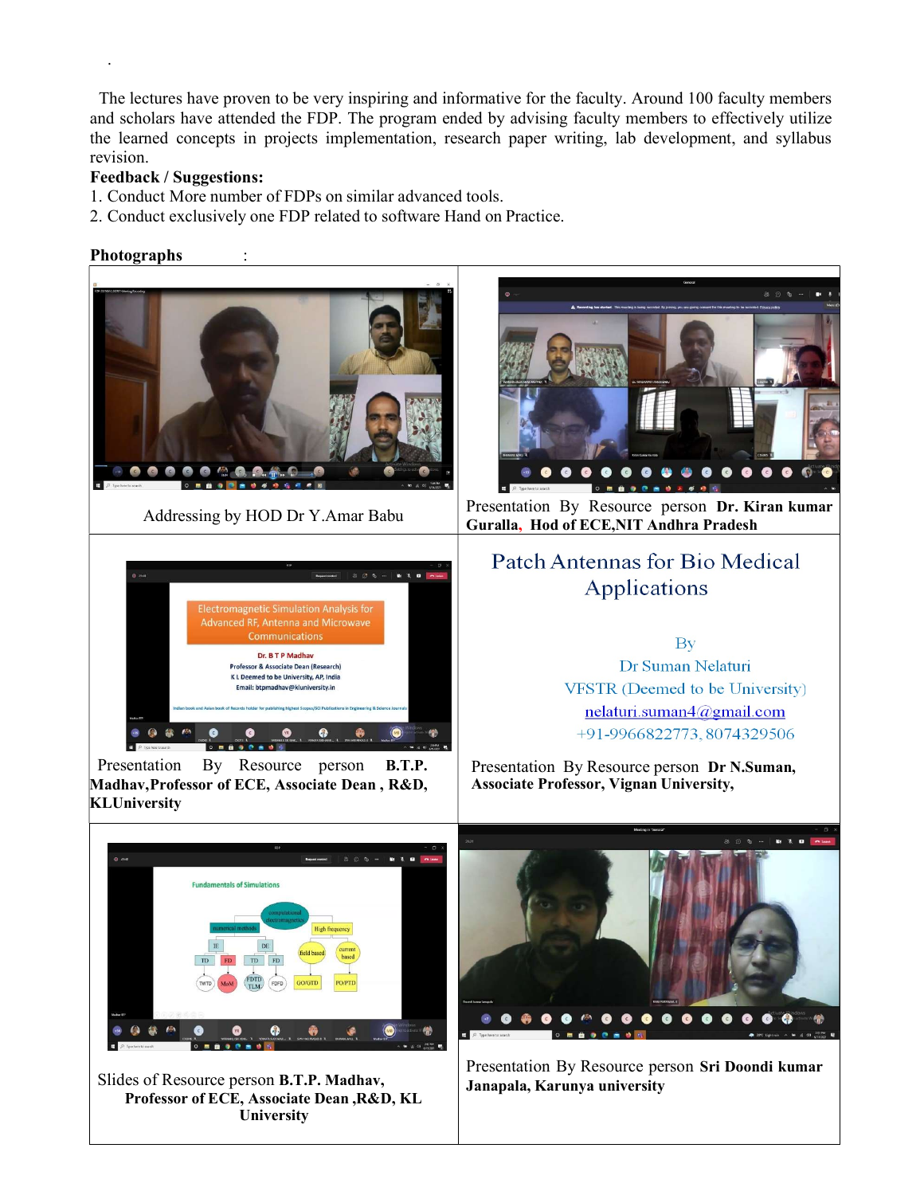The lectures have proven to be very inspiring and informative for the faculty. Around 100 faculty members and scholars have attended the FDP. The program ended by advising faculty members to effectively utilize the learned concepts in projects implementation, research paper writing, lab development, and syllabus revision.

**Feedback / Suggestions:**

1. Conduct More number of FDPs on similar advanced tools.
2. Conduct exclusively one FDP related to software Hand on Practice.

**Photographs** :

| | |
|---|---|
| Addressing by HOD Dr Y.Amar Babu | Presentation By Resource person **Dr. Kiran kumar Guralla, Hod of ECE,NIT Andhra Pradesh** |
| Presentation By Resource person **B.T.P. Madhav,Professor of ECE, Associate Dean , R&D, KLUniversity** | Patch Antennas for Bio Medical Applications<br>By<br>Dr Suman Nelaturi<br>VFSTR (Deemed to be University)<br>nelaturi.suman4@gmail.com<br>+91-9966822773, 8074329506<br><br>Presentation By Resource person **Dr N.Suman, Associate Professor, Vignan University,** |
| Slides of Resource person **B.T.P. Madhav, Professor of ECE, Associate Dean ,R&D, KL University** | Presentation By Resource person **Sri Doondi kumar Janapala, Karunya university** |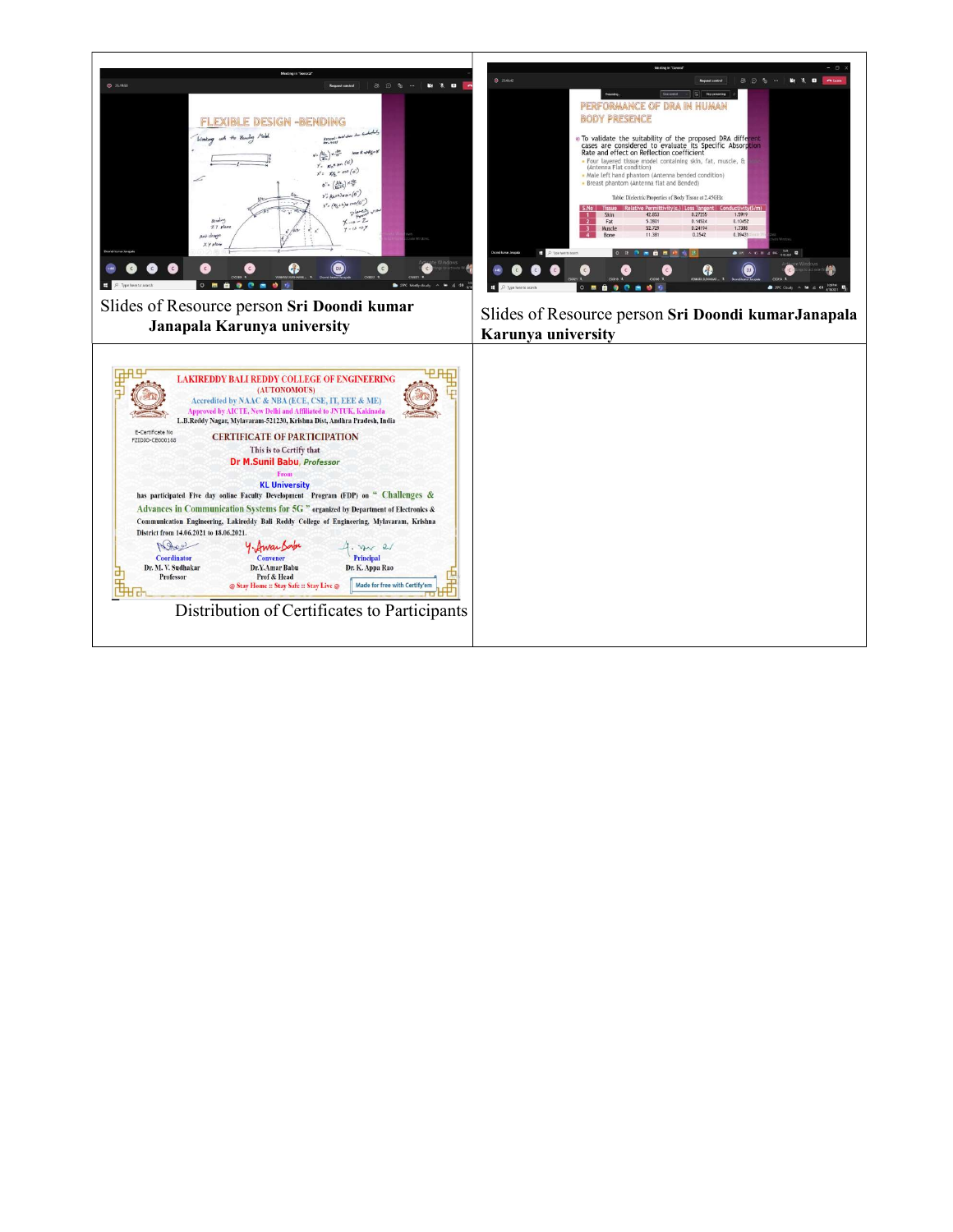| | |
|---|---|
| Slides of Resource person **Sri Doondi kumar Janapala Karunya university** | Slides of Resource person **Sri Doondi kumarJanapala Karunya university** |
| Distribution of Certificates to Participants | |